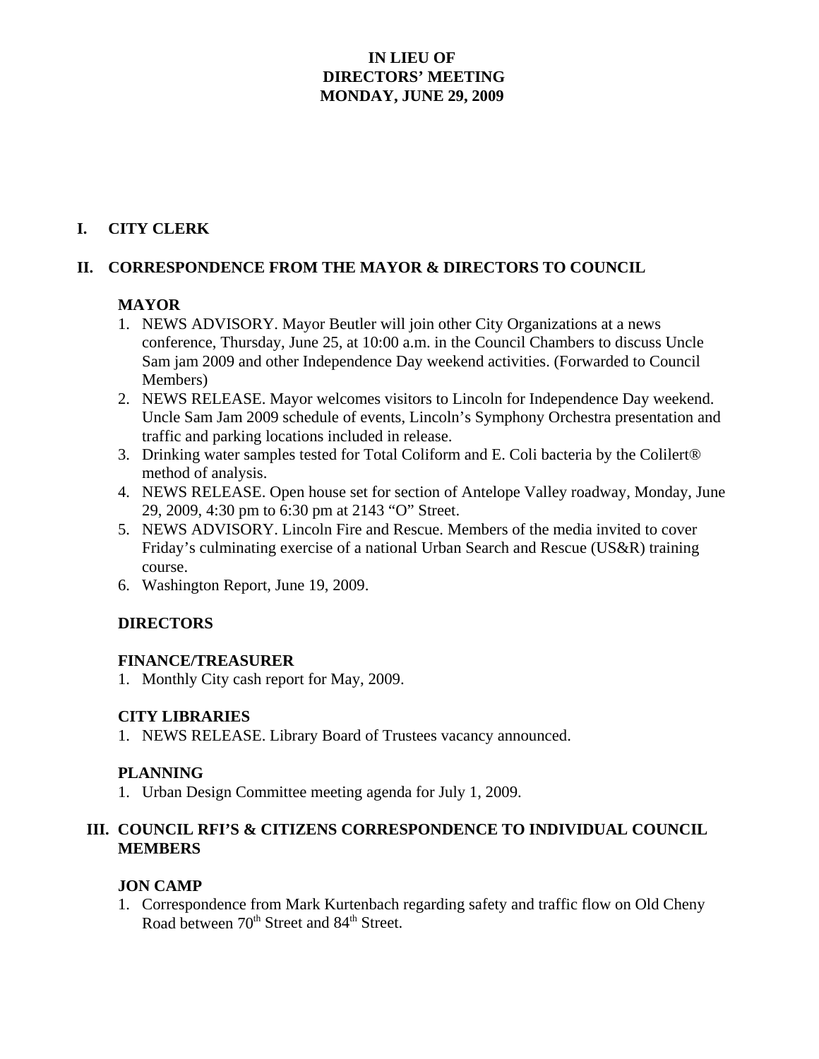# IN LIEU OF
# DIRECTORS' MEETING
# MONDAY, JUNE 29, 2009

## I. CITY CLERK

## II. CORRESPONDENCE FROM THE MAYOR & DIRECTORS TO COUNCIL

### MAYOR

1. NEWS ADVISORY. Mayor Beutler will join other City Organizations at a news conference, Thursday, June 25, at 10:00 a.m. in the Council Chambers to discuss Uncle Sam jam 2009 and other Independence Day weekend activities. (Forwarded to Council Members)
2. NEWS RELEASE. Mayor welcomes visitors to Lincoln for Independence Day weekend. Uncle Sam Jam 2009 schedule of events, Lincoln's Symphony Orchestra presentation and traffic and parking locations included in release.
3. Drinking water samples tested for Total Coliform and E. Coli bacteria by the Colilert® method of analysis.
4. NEWS RELEASE. Open house set for section of Antelope Valley roadway, Monday, June 29, 2009, 4:30 pm to 6:30 pm at 2143 "O" Street.
5. NEWS ADVISORY. Lincoln Fire and Rescue. Members of the media invited to cover Friday's culminating exercise of a national Urban Search and Rescue (US&R) training course.
6. Washington Report, June 19, 2009.

### DIRECTORS

### FINANCE/TREASURER

1. Monthly City cash report for May, 2009.

### CITY LIBRARIES

1. NEWS RELEASE. Library Board of Trustees vacancy announced.

### PLANNING

1. Urban Design Committee meeting agenda for July 1, 2009.

## III. COUNCIL RFI'S & CITIZENS CORRESPONDENCE TO INDIVIDUAL COUNCIL MEMBERS

### JON CAMP

1. Correspondence from Mark Kurtenbach regarding safety and traffic flow on Old Cheny Road between 70th Street and 84th Street.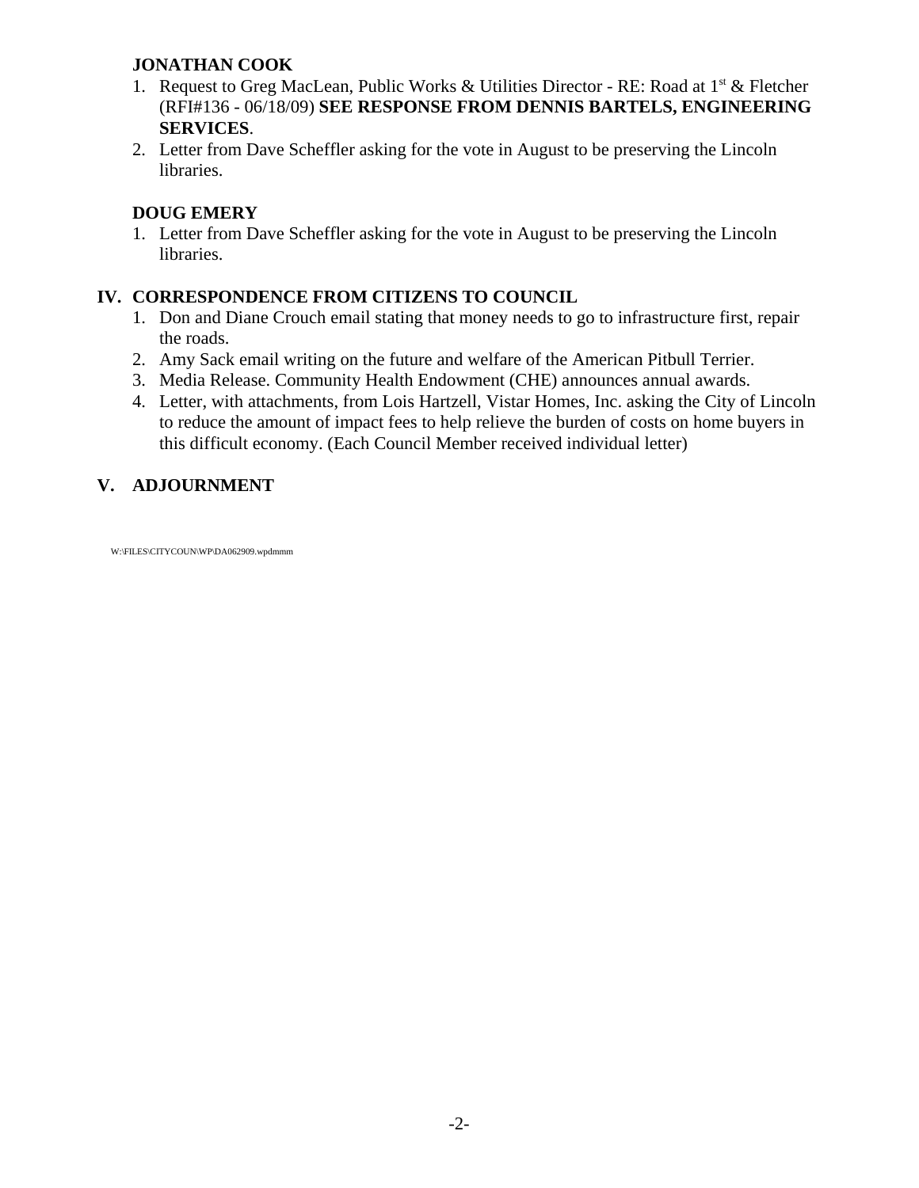**JONATHAN COOK**

1. Request to Greg MacLean, Public Works & Utilities Director - RE: Road at 1st & Fletcher (RFI#136 - 06/18/09) **SEE RESPONSE FROM DENNIS BARTELS, ENGINEERING SERVICES**.
2. Letter from Dave Scheffler asking for the vote in August to be preserving the Lincoln libraries.

**DOUG EMERY**

1. Letter from Dave Scheffler asking for the vote in August to be preserving the Lincoln libraries.

## IV. CORRESPONDENCE FROM CITIZENS TO COUNCIL

1. Don and Diane Crouch email stating that money needs to go to infrastructure first, repair the roads.
2. Amy Sack email writing on the future and welfare of the American Pitbull Terrier.
3. Media Release. Community Health Endowment (CHE) announces annual awards.
4. Letter, with attachments, from Lois Hartzell, Vistar Homes, Inc. asking the City of Lincoln to reduce the amount of impact fees to help relieve the burden of costs on home buyers in this difficult economy. (Each Council Member received individual letter)

## V. ADJOURNMENT

W:\FILES\CITYCOUN\WP\DA062909.wpdmmm